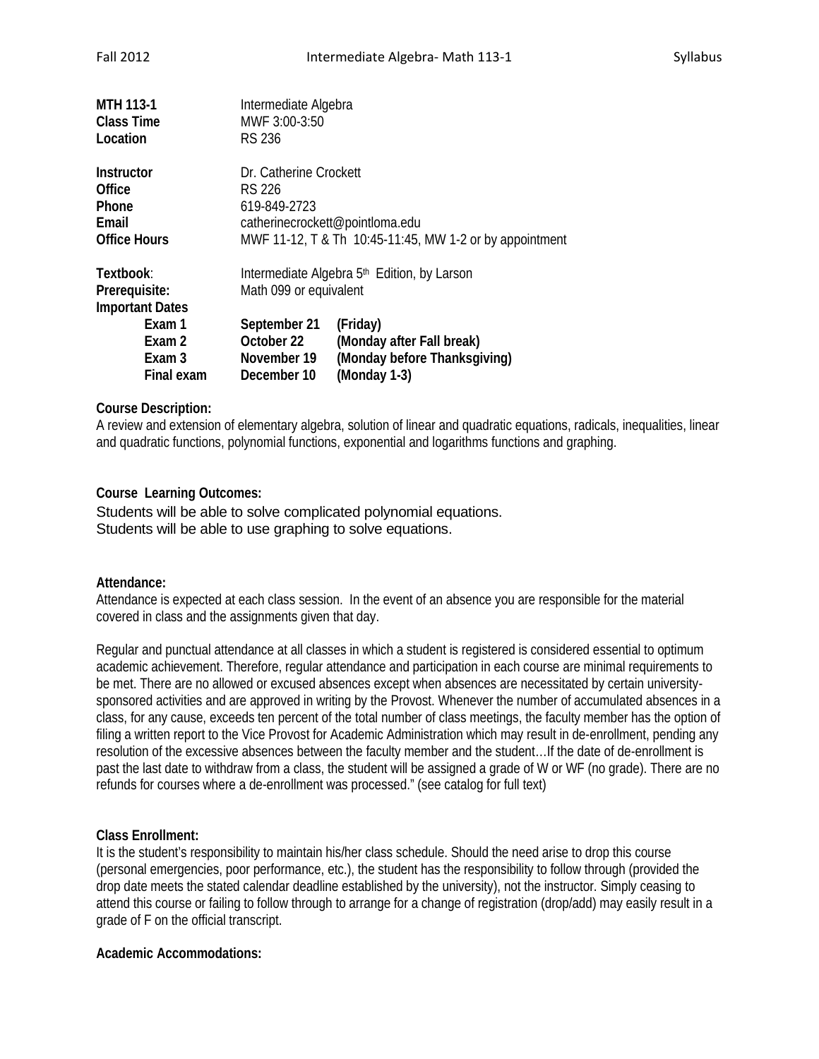| | |
|---|---|
| **MTH 113-1** | Intermediate Algebra |
| **Class Time** | MWF 3:00-3:50 |
| **Location** | RS 236 |

| | |
|---|---|
| **Instructor** | Dr. Catherine Crockett |
| **Office** | RS 226 |
| **Phone** | 619-849-2723 |
| **Email** | catherinecrockett@pointloma.edu |
| **Office Hours** | MWF 11-12, T & Th 10:45-11:45, MW 1-2 or by appointment |

| | | |
|---|---|---|
| **Textbook**: | Intermediate Algebra 5th Edition, by Larson | |
| **Prerequisite:** | Math 099 or equivalent | |
| **Important Dates** | | |
| **Exam 1** | **September 21** | **(Friday)** |
| **Exam 2** | **October 22** | **(Monday after Fall break)** |
| **Exam 3** | **November 19** | **(Monday before Thanksgiving)** |
| **Final exam** | **December 10** | **(Monday 1-3)** |

**Course Description:**

A review and extension of elementary algebra, solution of linear and quadratic equations, radicals, inequalities, linear and quadratic functions, polynomial functions, exponential and logarithms functions and graphing.

**Course Learning Outcomes:**

Students will be able to solve complicated polynomial equations.
Students will be able to use graphing to solve equations.

**Attendance:**

Attendance is expected at each class session. In the event of an absence you are responsible for the material covered in class and the assignments given that day.

Regular and punctual attendance at all classes in which a student is registered is considered essential to optimum academic achievement. Therefore, regular attendance and participation in each course are minimal requirements to be met. There are no allowed or excused absences except when absences are necessitated by certain university-sponsored activities and are approved in writing by the Provost. Whenever the number of accumulated absences in a class, for any cause, exceeds ten percent of the total number of class meetings, the faculty member has the option of filing a written report to the Vice Provost for Academic Administration which may result in de-enrollment, pending any resolution of the excessive absences between the faculty member and the student…If the date of de-enrollment is past the last date to withdraw from a class, the student will be assigned a grade of W or WF (no grade). There are no refunds for courses where a de-enrollment was processed." (see catalog for full text)

**Class Enrollment:**

It is the student's responsibility to maintain his/her class schedule. Should the need arise to drop this course (personal emergencies, poor performance, etc.), the student has the responsibility to follow through (provided the drop date meets the stated calendar deadline established by the university), not the instructor. Simply ceasing to attend this course or failing to follow through to arrange for a change of registration (drop/add) may easily result in a grade of F on the official transcript.

**Academic Accommodations:**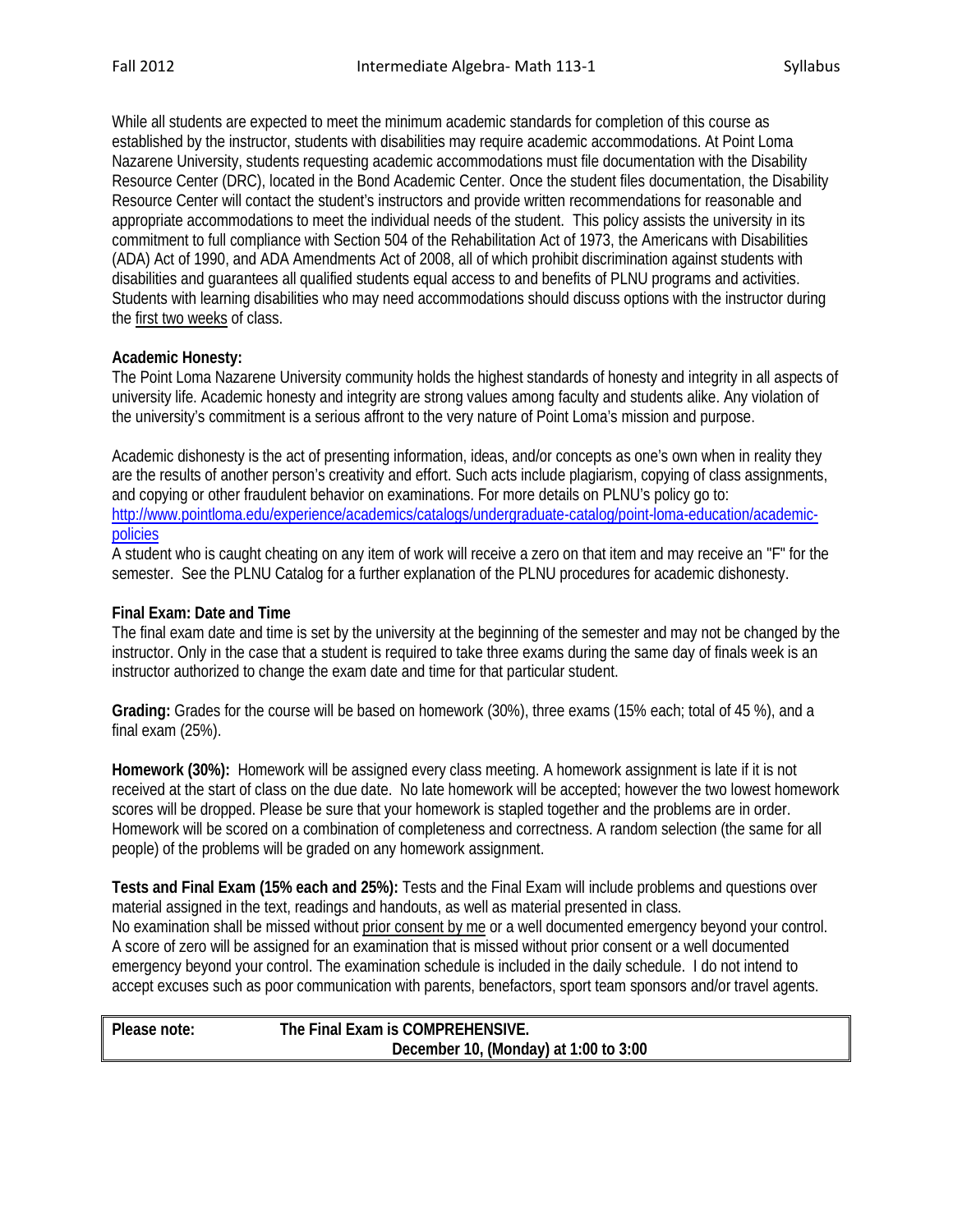While all students are expected to meet the minimum academic standards for completion of this course as established by the instructor, students with disabilities may require academic accommodations. At Point Loma Nazarene University, students requesting academic accommodations must file documentation with the Disability Resource Center (DRC), located in the Bond Academic Center. Once the student files documentation, the Disability Resource Center will contact the student's instructors and provide written recommendations for reasonable and appropriate accommodations to meet the individual needs of the student. This policy assists the university in its commitment to full compliance with Section 504 of the Rehabilitation Act of 1973, the Americans with Disabilities (ADA) Act of 1990, and ADA Amendments Act of 2008, all of which prohibit discrimination against students with disabilities and guarantees all qualified students equal access to and benefits of PLNU programs and activities. Students with learning disabilities who may need accommodations should discuss options with the instructor during the first two weeks of class.

**Academic Honesty:**
The Point Loma Nazarene University community holds the highest standards of honesty and integrity in all aspects of university life. Academic honesty and integrity are strong values among faculty and students alike. Any violation of the university's commitment is a serious affront to the very nature of Point Loma's mission and purpose.

Academic dishonesty is the act of presenting information, ideas, and/or concepts as one's own when in reality they are the results of another person's creativity and effort. Such acts include plagiarism, copying of class assignments, and copying or other fraudulent behavior on examinations. For more details on PLNU's policy go to: [http://www.pointloma.edu/experience/academics/catalogs/undergraduate-catalog/point-loma-education/academic-policies](http://www.pointloma.edu/experience/academics/catalogs/undergraduate-catalog/point-loma-education/academic-policies)
A student who is caught cheating on any item of work will receive a zero on that item and may receive an "F" for the semester. See the PLNU Catalog for a further explanation of the PLNU procedures for academic dishonesty.

**Final Exam: Date and Time**
The final exam date and time is set by the university at the beginning of the semester and may not be changed by the instructor. Only in the case that a student is required to take three exams during the same day of finals week is an instructor authorized to change the exam date and time for that particular student.

**Grading:** Grades for the course will be based on homework (30%), three exams (15% each; total of 45 %), and a final exam (25%).

**Homework (30%):** Homework will be assigned every class meeting. A homework assignment is late if it is not received at the start of class on the due date. No late homework will be accepted; however the two lowest homework scores will be dropped. Please be sure that your homework is stapled together and the problems are in order. Homework will be scored on a combination of completeness and correctness. A random selection (the same for all people) of the problems will be graded on any homework assignment.

**Tests and Final Exam (15% each and 25%):** Tests and the Final Exam will include problems and questions over material assigned in the text, readings and handouts, as well as material presented in class.
No examination shall be missed without prior consent by me or a well documented emergency beyond your control. A score of zero will be assigned for an examination that is missed without prior consent or a well documented emergency beyond your control. The examination schedule is included in the daily schedule. I do not intend to accept excuses such as poor communication with parents, benefactors, sport team sponsors and/or travel agents.

| **Please note:** | **The Final Exam is COMPREHENSIVE.** <br> **December 10, (Monday) at 1:00 to 3:00** |
|---|---|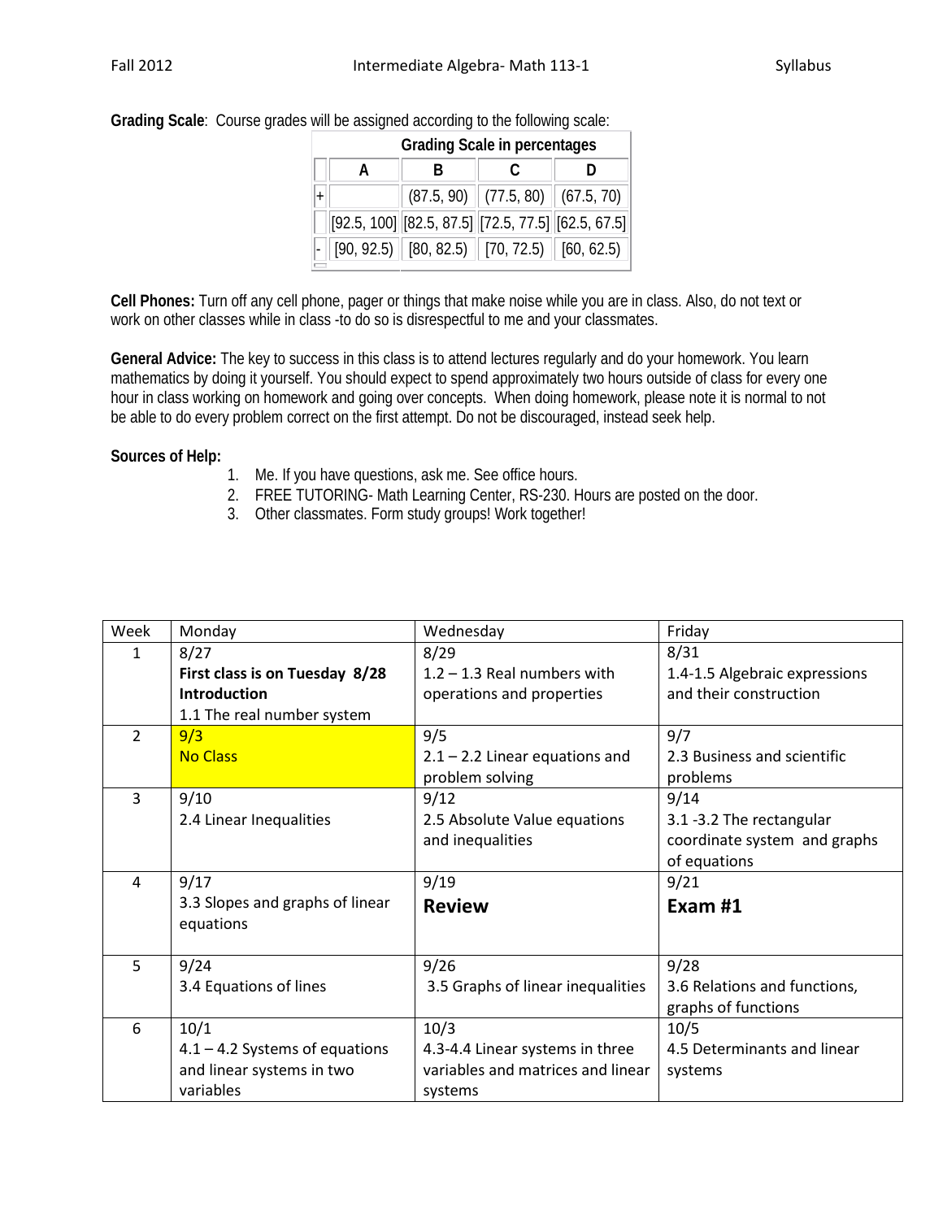**Grading Scale**: Course grades will be assigned according to the following scale:

| Grading Scale in percentages | | | | |
|---|---|---|---|---|
| | A | B | C | D |
| + | | (87.5, 90) | (77.5, 80) | (67.5, 70) |
| | [92.5, 100] | [82.5, 87.5] | [72.5, 77.5] | [62.5, 67.5] |
| - | [90, 92.5) | [80, 82.5) | [70, 72.5) | [60, 62.5) |

**Cell Phones:** Turn off any cell phone, pager or things that make noise while you are in class. Also, do not text or work on other classes while in class -to do so is disrespectful to me and your classmates.

**General Advice:** The key to success in this class is to attend lectures regularly and do your homework. You learn mathematics by doing it yourself. You should expect to spend approximately two hours outside of class for every one hour in class working on homework and going over concepts. When doing homework, please note it is normal to not be able to do every problem correct on the first attempt. Do not be discouraged, instead seek help.

**Sources of Help:**

1. Me. If you have questions, ask me. See office hours.
2. FREE TUTORING- Math Learning Center, RS-230. Hours are posted on the door.
3. Other classmates. Form study groups! Work together!

| Week | Monday | Wednesday | Friday |
|---|---|---|---|
| 1 | 8/27 **First class is on Tuesday 8/28** **Introduction** 1.1 The real number system | 8/29 1.2 – 1.3 Real numbers with operations and properties | 8/31 1.4-1.5 Algebraic expressions and their construction |
| 2 | 9/3 No Class | 9/5 2.1 – 2.2 Linear equations and problem solving | 9/7 2.3 Business and scientific problems |
| 3 | 9/10 2.4 Linear Inequalities | 9/12 2.5 Absolute Value equations and inequalities | 9/14 3.1 -3.2 The rectangular coordinate system and graphs of equations |
| 4 | 9/17 3.3 Slopes and graphs of linear equations | 9/19 **Review** | 9/21 **Exam #1** |
| 5 | 9/24 3.4 Equations of lines | 9/26 3.5 Graphs of linear inequalities | 9/28 3.6 Relations and functions, graphs of functions |
| 6 | 10/1 4.1 – 4.2 Systems of equations and linear systems in two variables | 10/3 4.3-4.4 Linear systems in three variables and matrices and linear systems | 10/5 4.5 Determinants and linear systems |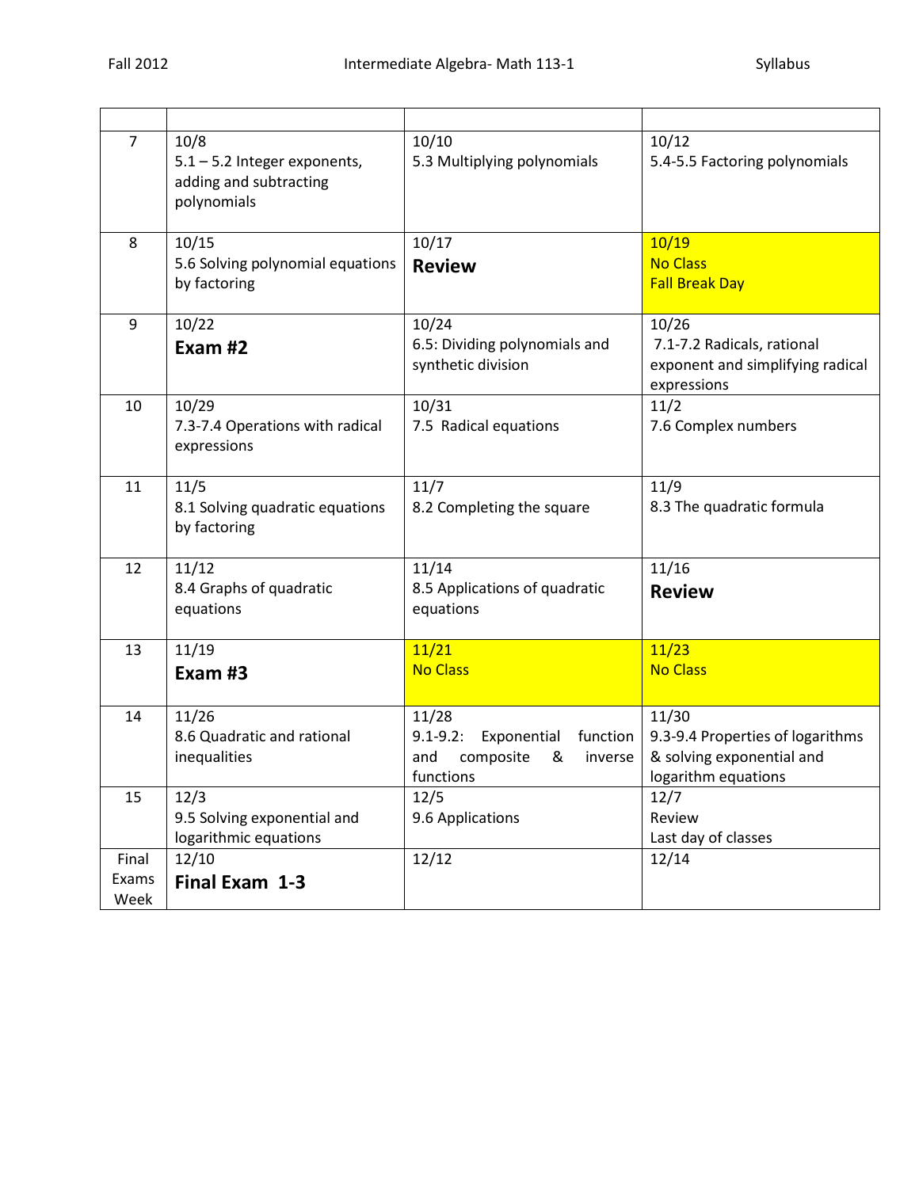| | | | |
|---|---|---|---|
| 7 | 10/8<br>5.1 – 5.2 Integer exponents, adding and subtracting polynomials | 10/10<br>5.3 Multiplying polynomials | 10/12<br>5.4-5.5 Factoring polynomials |
| 8 | 10/15<br>5.6 Solving polynomial equations by factoring | 10/17<br>**Review** | 10/19<br>No Class<br>Fall Break Day |
| 9 | 10/22<br>**Exam #2** | 10/24<br>6.5: Dividing polynomials and synthetic division | 10/26<br>7.1-7.2 Radicals, rational exponent and simplifying radical expressions |
| 10 | 10/29<br>7.3-7.4 Operations with radical expressions | 10/31<br>7.5 Radical equations | 11/2<br>7.6 Complex numbers |
| 11 | 11/5<br>8.1 Solving quadratic equations by factoring | 11/7<br>8.2 Completing the square | 11/9<br>8.3 The quadratic formula |
| 12 | 11/12<br>8.4 Graphs of quadratic equations | 11/14<br>8.5 Applications of quadratic equations | 11/16<br>**Review** |
| 13 | 11/19<br>**Exam #3** | 11/21<br>No Class | 11/23<br>No Class |
| 14 | 11/26<br>8.6 Quadratic and rational inequalities | 11/28<br>9.1-9.2: Exponential function and composite & inverse functions | 11/30<br>9.3-9.4 Properties of logarithms & solving exponential and logarithm equations |
| 15 | 12/3<br>9.5 Solving exponential and logarithmic equations | 12/5<br>9.6 Applications | 12/7<br>Review<br>Last day of classes |
| Final Exams Week | 12/10<br>**Final Exam 1-3** | 12/12 | 12/14 |